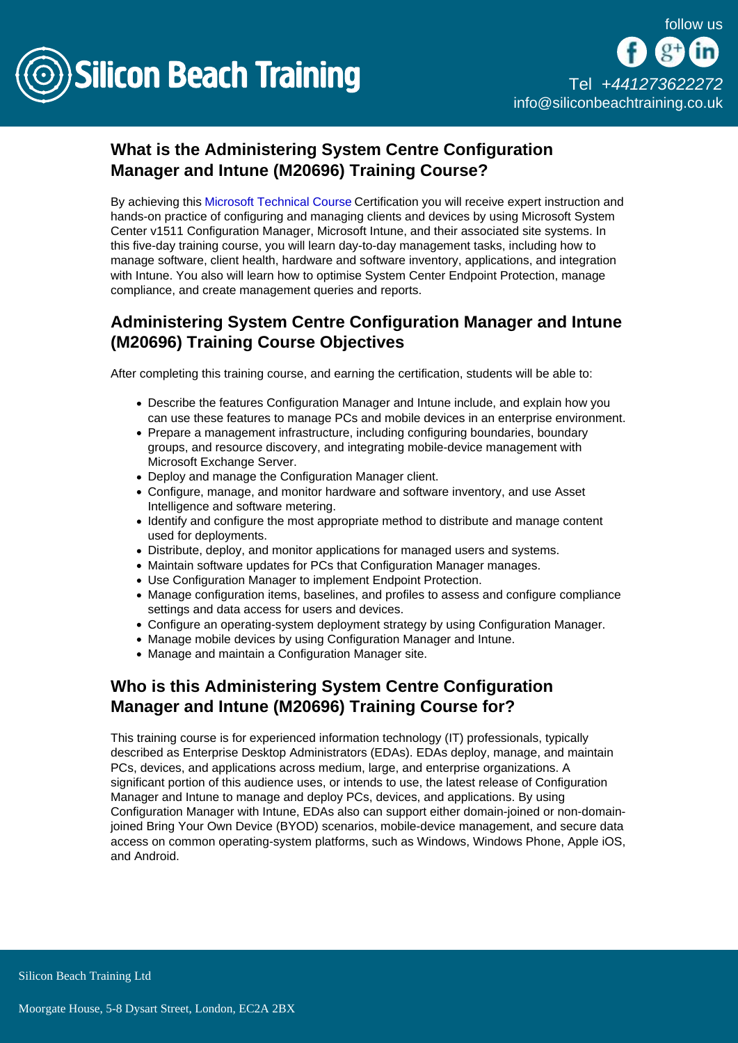## What is the Administering System Centre Configuration Manager and Intune (M20696) Training Course?

By achieving this Microsoft Technical Course Certification you will receive expert instruction and hands-on practice of configuring and managing clients and devices by using Microsoft System Center v1511 Configuration Manager, Microsoft Intune, and their associated site systems. In this five-day training course, you will learn day-to-day management tasks, including how to manage software, client health, hardware and software inventory, applications, and integration with Intune. You also will learn how to optimise System Center Endpoint Protection, manage compliance, and create management queries and reports.

## Administering System Centre Configuration Manager and Intune (M20696) Training Course Objectives

After completing this training course, and earning the certification, students will be able to:

- Describe the features Configuration Manager and Intune include, and explain how you can use these features to manage PCs and mobile devices in an enterprise environment.
- Prepare a management infrastructure, including configuring boundaries, boundary groups, and resource discovery, and integrating mobile-device management with Microsoft Exchange Server.
- Deploy and manage the Configuration Manager client.
- Configure, manage, and monitor hardware and software inventory, and use Asset Intelligence and software metering.
- Identify and configure the most appropriate method to distribute and manage content used for deployments.
- Distribute, deploy, and monitor applications for managed users and systems.
- Maintain software updates for PCs that Configuration Manager manages.
- Use Configuration Manager to implement Endpoint Protection.
- Manage configuration items, baselines, and profiles to assess and configure compliance settings and data access for users and devices.
- Configure an operating-system deployment strategy by using Configuration Manager.
- Manage mobile devices by using Configuration Manager and Intune.
- Manage and maintain a Configuration Manager site.

## Who is this Administering System Centre Configuration Manager and Intune (M20696) Training Course for?

This training course is for experienced information technology (IT) professionals, typically described as Enterprise Desktop Administrators (EDAs). EDAs deploy, manage, and maintain PCs, devices, and applications across medium, large, and enterprise organizations. A significant portion of this audience uses, or intends to use, the latest release of Configuration Manager and Intune to manage and deploy PCs, devices, and applications. By using Configuration Manager with Intune, EDAs also can support either domain-joined or non-domain-joined Bring Your Own Device (BYOD) scenarios, mobile-device management, and secure data access on common operating-system platforms, such as Windows, Windows Phone, Apple iOS, and Android.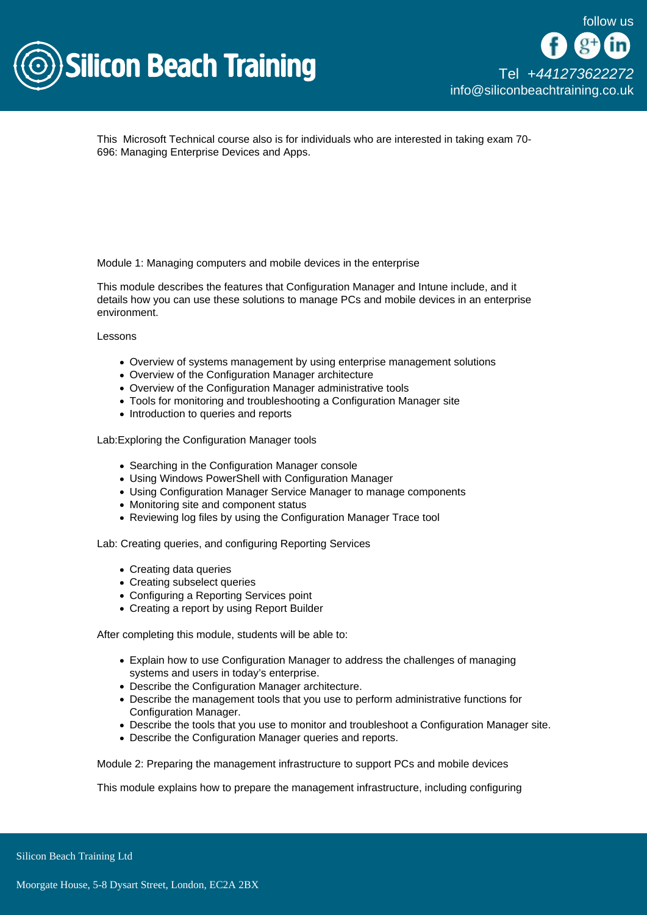This  Microsoft Technical course also is for individuals who are interested in taking exam 70-696: Managing Enterprise Devices and Apps.

Module 1: Managing computers and mobile devices in the enterprise

This module describes the features that Configuration Manager and Intune include, and it details how you can use these solutions to manage PCs and mobile devices in an enterprise environment.

Lessons

- Overview of systems management by using enterprise management solutions
- Overview of the Configuration Manager architecture
- Overview of the Configuration Manager administrative tools
- Tools for monitoring and troubleshooting a Configuration Manager site
- Introduction to queries and reports

Lab:Exploring the Configuration Manager tools

- Searching in the Configuration Manager console
- Using Windows PowerShell with Configuration Manager
- Using Configuration Manager Service Manager to manage components
- Monitoring site and component status
- Reviewing log files by using the Configuration Manager Trace tool

Lab: Creating queries, and configuring Reporting Services

- Creating data queries
- Creating subselect queries
- Configuring a Reporting Services point
- Creating a report by using Report Builder

After completing this module, students will be able to:

- Explain how to use Configuration Manager to address the challenges of managing systems and users in today's enterprise.
- Describe the Configuration Manager architecture.
- Describe the management tools that you use to perform administrative functions for Configuration Manager.
- Describe the tools that you use to monitor and troubleshoot a Configuration Manager site.
- Describe the Configuration Manager queries and reports.

Module 2: Preparing the management infrastructure to support PCs and mobile devices

This module explains how to prepare the management infrastructure, including configuring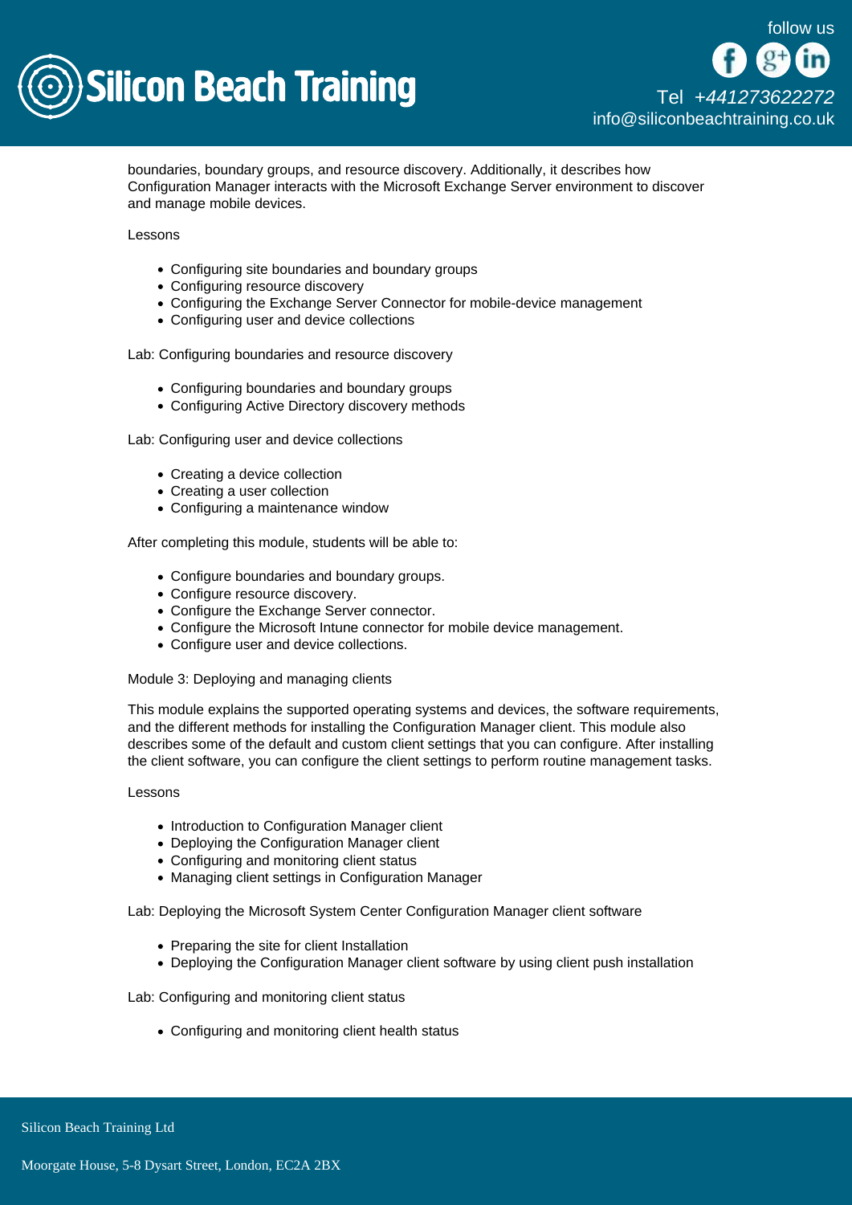boundaries, boundary groups, and resource discovery. Additionally, it describes how Configuration Manager interacts with the Microsoft Exchange Server environment to discover and manage mobile devices.

Lessons

- Configuring site boundaries and boundary groups
- Configuring resource discovery
- Configuring the Exchange Server Connector for mobile-device management
- Configuring user and device collections

Lab: Configuring boundaries and resource discovery

- Configuring boundaries and boundary groups
- Configuring Active Directory discovery methods

Lab: Configuring user and device collections

- Creating a device collection
- Creating a user collection
- Configuring a maintenance window

After completing this module, students will be able to:

- Configure boundaries and boundary groups.
- Configure resource discovery.
- Configure the Exchange Server connector.
- Configure the Microsoft Intune connector for mobile device management.
- Configure user and device collections.

Module 3: Deploying and managing clients

This module explains the supported operating systems and devices, the software requirements, and the different methods for installing the Configuration Manager client. This module also describes some of the default and custom client settings that you can configure. After installing the client software, you can configure the client settings to perform routine management tasks.

Lessons

- Introduction to Configuration Manager client
- Deploying the Configuration Manager client
- Configuring and monitoring client status
- Managing client settings in Configuration Manager

Lab: Deploying the Microsoft System Center Configuration Manager client software

- Preparing the site for client Installation
- Deploying the Configuration Manager client software by using client push installation

Lab: Configuring and monitoring client status

- Configuring and monitoring client health status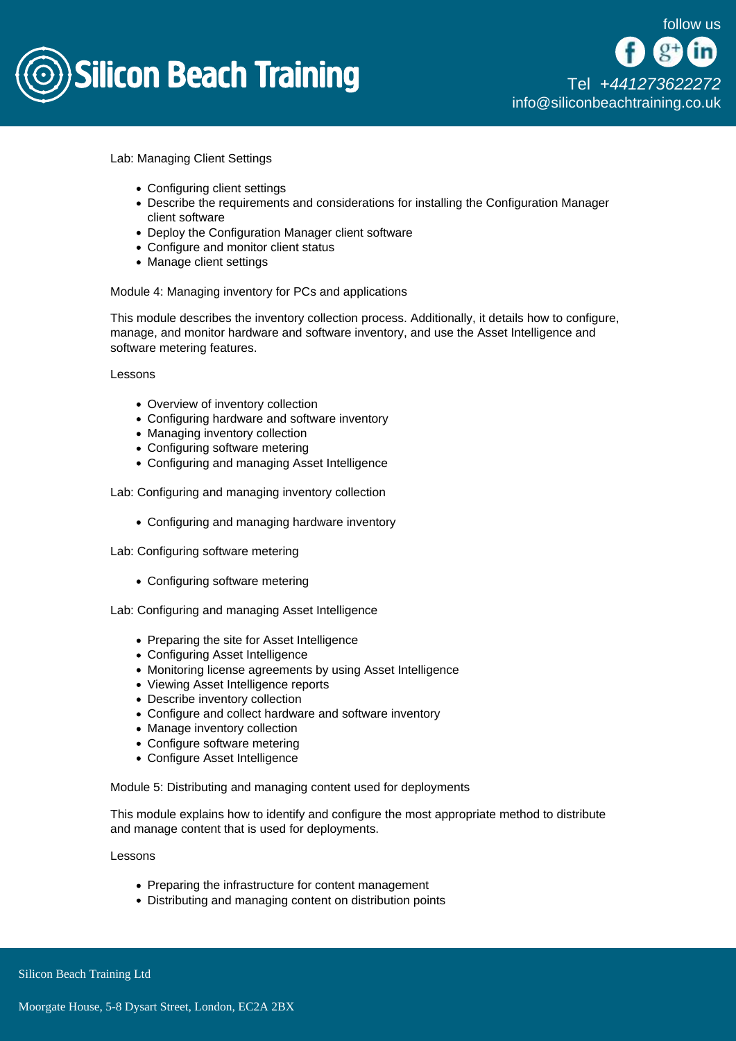Lab: Managing Client Settings

- Configuring client settings
- Describe the requirements and considerations for installing the Configuration Manager client software
- Deploy the Configuration Manager client software
- Configure and monitor client status
- Manage client settings

Module 4: Managing inventory for PCs and applications

This module describes the inventory collection process. Additionally, it details how to configure, manage, and monitor hardware and software inventory, and use the Asset Intelligence and software metering features.

Lessons

- Overview of inventory collection
- Configuring hardware and software inventory
- Managing inventory collection
- Configuring software metering
- Configuring and managing Asset Intelligence

Lab: Configuring and managing inventory collection

- Configuring and managing hardware inventory

Lab: Configuring software metering

- Configuring software metering

Lab: Configuring and managing Asset Intelligence

- Preparing the site for Asset Intelligence
- Configuring Asset Intelligence
- Monitoring license agreements by using Asset Intelligence
- Viewing Asset Intelligence reports
- Describe inventory collection
- Configure and collect hardware and software inventory
- Manage inventory collection
- Configure software metering
- Configure Asset Intelligence

Module 5: Distributing and managing content used for deployments

This module explains how to identify and configure the most appropriate method to distribute and manage content that is used for deployments.

Lessons

- Preparing the infrastructure for content management
- Distributing and managing content on distribution points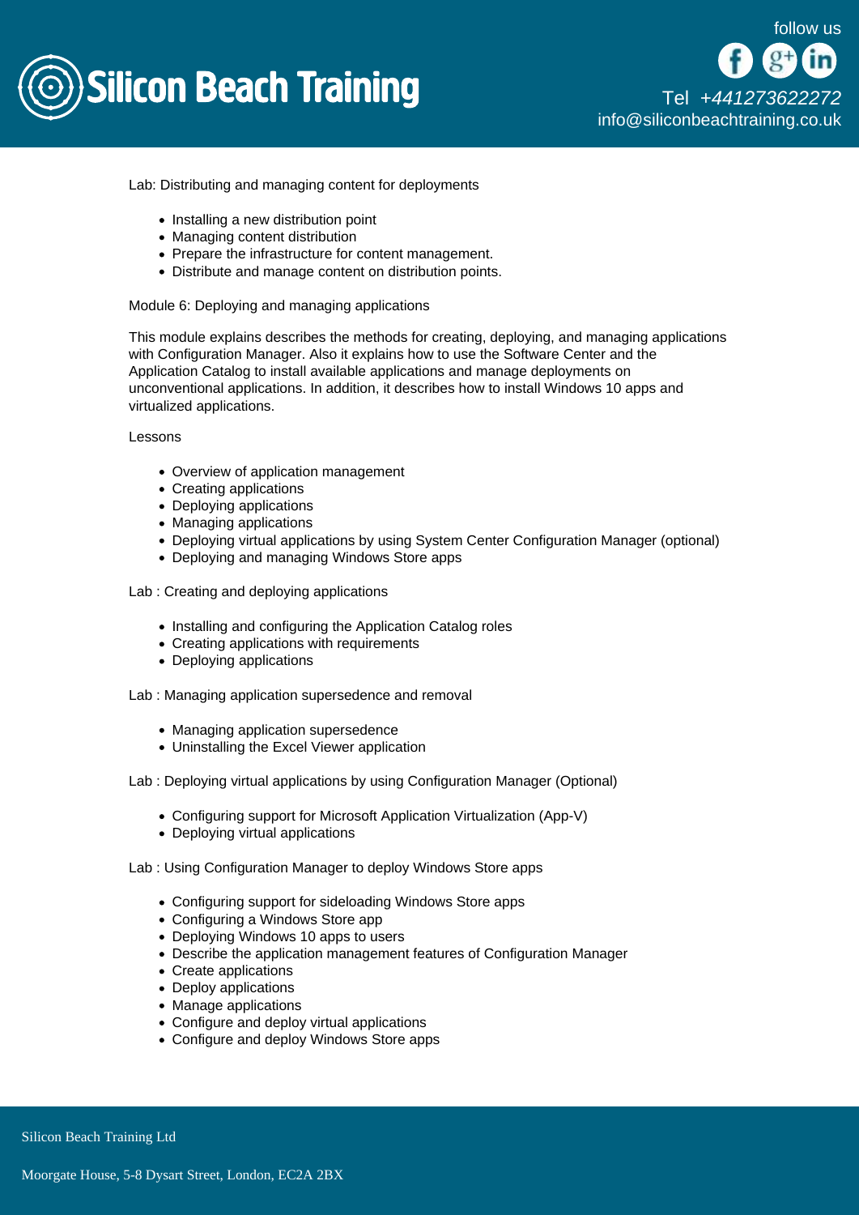Lab: Distributing and managing content for deployments

- Installing a new distribution point
- Managing content distribution
- Prepare the infrastructure for content management.
- Distribute and manage content on distribution points.

Module 6: Deploying and managing applications

This module explains describes the methods for creating, deploying, and managing applications with Configuration Manager. Also it explains how to use the Software Center and the Application Catalog to install available applications and manage deployments on unconventional applications. In addition, it describes how to install Windows 10 apps and virtualized applications.

Lessons

- Overview of application management
- Creating applications
- Deploying applications
- Managing applications
- Deploying virtual applications by using System Center Configuration Manager (optional)
- Deploying and managing Windows Store apps

Lab : Creating and deploying applications

- Installing and configuring the Application Catalog roles
- Creating applications with requirements
- Deploying applications

Lab : Managing application supersedence and removal

- Managing application supersedence
- Uninstalling the Excel Viewer application

Lab : Deploying virtual applications by using Configuration Manager (Optional)

- Configuring support for Microsoft Application Virtualization (App-V)
- Deploying virtual applications

Lab : Using Configuration Manager to deploy Windows Store apps

- Configuring support for sideloading Windows Store apps
- Configuring a Windows Store app
- Deploying Windows 10 apps to users
- Describe the application management features of Configuration Manager
- Create applications
- Deploy applications
- Manage applications
- Configure and deploy virtual applications
- Configure and deploy Windows Store apps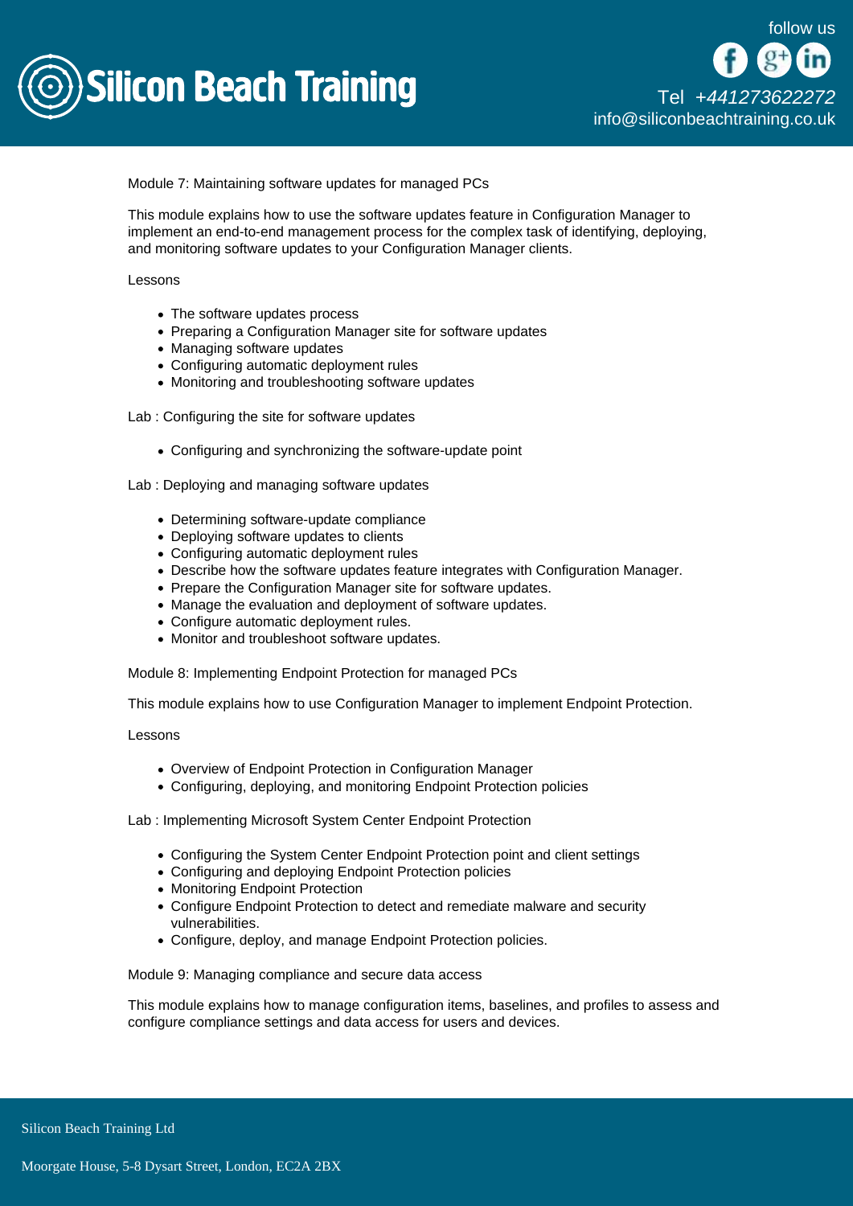Module 7: Maintaining software updates for managed PCs

This module explains how to use the software updates feature in Configuration Manager to implement an end-to-end management process for the complex task of identifying, deploying, and monitoring software updates to your Configuration Manager clients.

Lessons

- The software updates process
- Preparing a Configuration Manager site for software updates
- Managing software updates
- Configuring automatic deployment rules
- Monitoring and troubleshooting software updates

Lab : Configuring the site for software updates

- Configuring and synchronizing the software-update point

Lab : Deploying and managing software updates

- Determining software-update compliance
- Deploying software updates to clients
- Configuring automatic deployment rules
- Describe how the software updates feature integrates with Configuration Manager.
- Prepare the Configuration Manager site for software updates.
- Manage the evaluation and deployment of software updates.
- Configure automatic deployment rules.
- Monitor and troubleshoot software updates.

Module 8: Implementing Endpoint Protection for managed PCs

This module explains how to use Configuration Manager to implement Endpoint Protection.

Lessons

- Overview of Endpoint Protection in Configuration Manager
- Configuring, deploying, and monitoring Endpoint Protection policies

Lab : Implementing Microsoft System Center Endpoint Protection

- Configuring the System Center Endpoint Protection point and client settings
- Configuring and deploying Endpoint Protection policies
- Monitoring Endpoint Protection
- Configure Endpoint Protection to detect and remediate malware and security vulnerabilities.
- Configure, deploy, and manage Endpoint Protection policies.

Module 9: Managing compliance and secure data access

This module explains how to manage configuration items, baselines, and profiles to assess and configure compliance settings and data access for users and devices.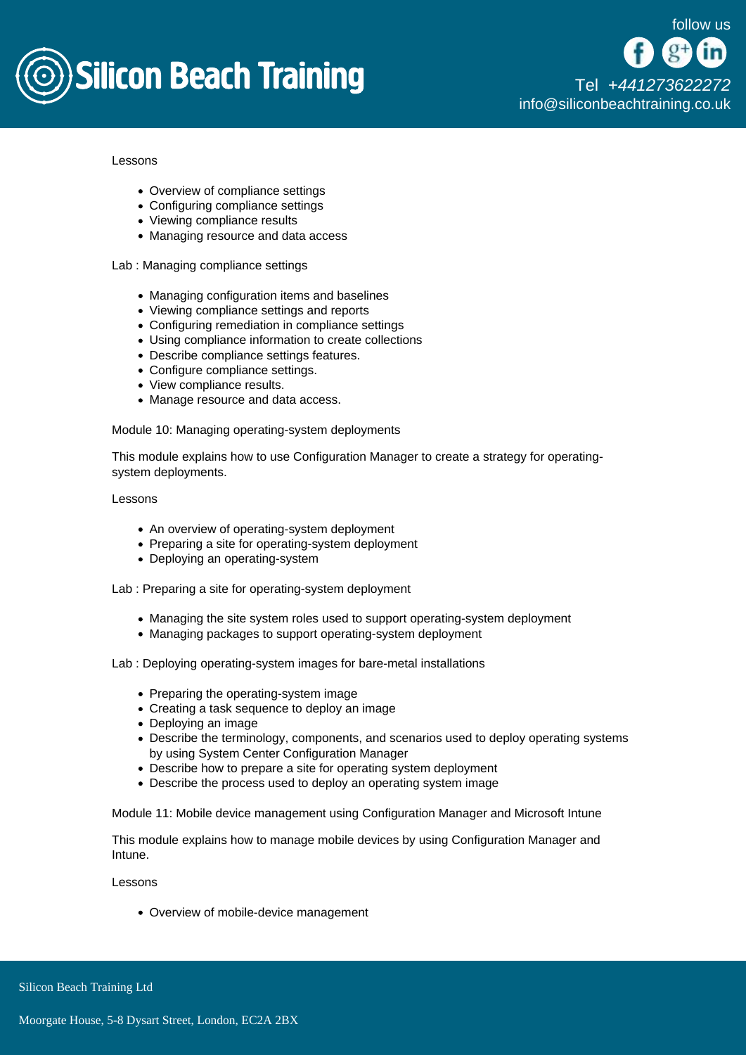Lessons

- Overview of compliance settings
- Configuring compliance settings
- Viewing compliance results
- Managing resource and data access

Lab : Managing compliance settings

- Managing configuration items and baselines
- Viewing compliance settings and reports
- Configuring remediation in compliance settings
- Using compliance information to create collections
- Describe compliance settings features.
- Configure compliance settings.
- View compliance results.
- Manage resource and data access.

Module 10: Managing operating-system deployments

This module explains how to use Configuration Manager to create a strategy for operating-system deployments.

Lessons

- An overview of operating-system deployment
- Preparing a site for operating-system deployment
- Deploying an operating-system

Lab : Preparing a site for operating-system deployment

- Managing the site system roles used to support operating-system deployment
- Managing packages to support operating-system deployment

Lab : Deploying operating-system images for bare-metal installations

- Preparing the operating-system image
- Creating a task sequence to deploy an image
- Deploying an image
- Describe the terminology, components, and scenarios used to deploy operating systems by using System Center Configuration Manager
- Describe how to prepare a site for operating system deployment
- Describe the process used to deploy an operating system image

Module 11: Mobile device management using Configuration Manager and Microsoft Intune

This module explains how to manage mobile devices by using Configuration Manager and Intune.

Lessons

- Overview of mobile-device management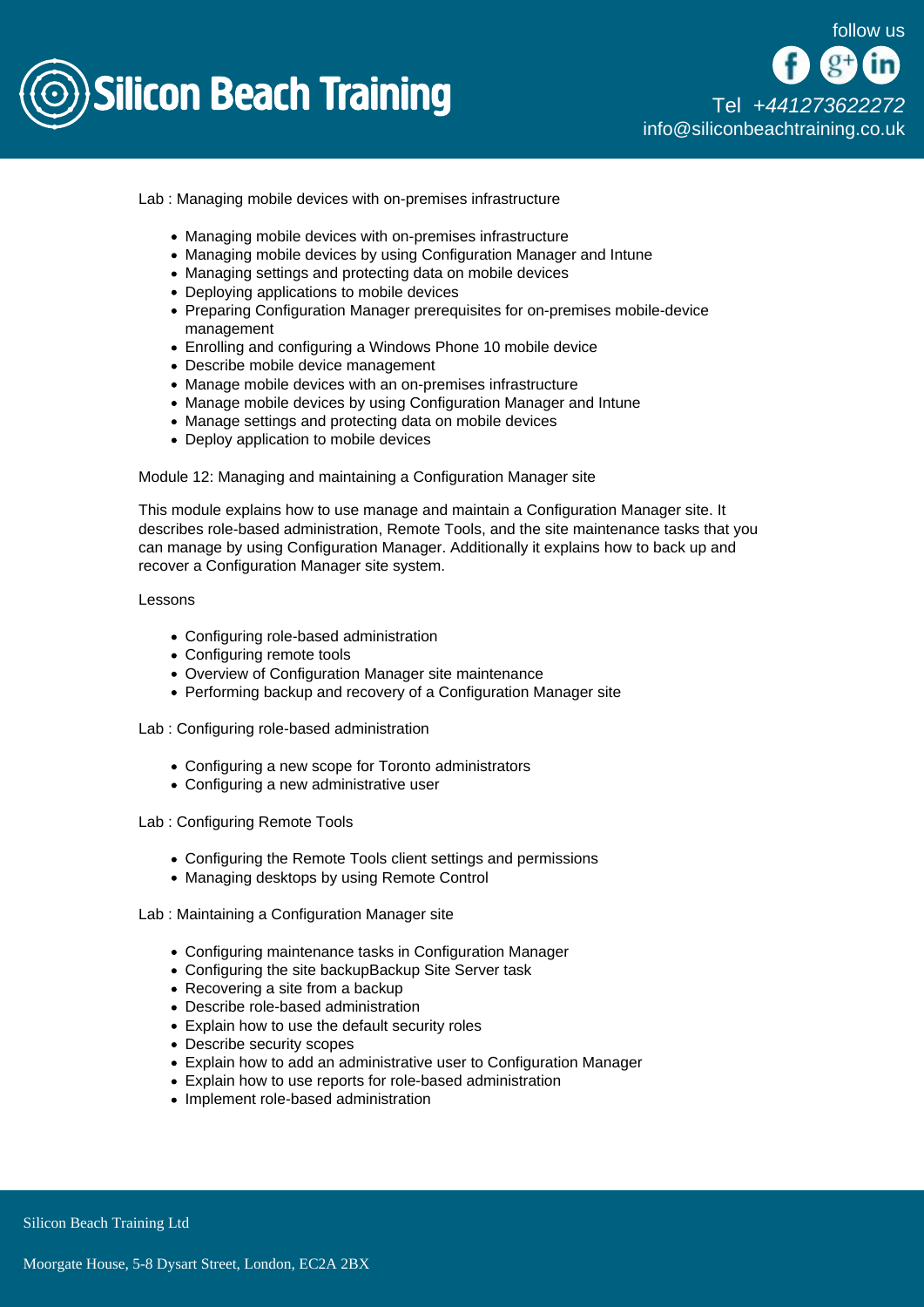Lab : Managing mobile devices with on-premises infrastructure

- Managing mobile devices with on-premises infrastructure
- Managing mobile devices by using Configuration Manager and Intune
- Managing settings and protecting data on mobile devices
- Deploying applications to mobile devices
- Preparing Configuration Manager prerequisites for on-premises mobile-device management
- Enrolling and configuring a Windows Phone 10 mobile device
- Describe mobile device management
- Manage mobile devices with an on-premises infrastructure
- Manage mobile devices by using Configuration Manager and Intune
- Manage settings and protecting data on mobile devices
- Deploy application to mobile devices

Module 12: Managing and maintaining a Configuration Manager site

This module explains how to use manage and maintain a Configuration Manager site. It describes role-based administration, Remote Tools, and the site maintenance tasks that you can manage by using Configuration Manager. Additionally it explains how to back up and recover a Configuration Manager site system.

Lessons

- Configuring role-based administration
- Configuring remote tools
- Overview of Configuration Manager site maintenance
- Performing backup and recovery of a Configuration Manager site

Lab : Configuring role-based administration

- Configuring a new scope for Toronto administrators
- Configuring a new administrative user

Lab : Configuring Remote Tools

- Configuring the Remote Tools client settings and permissions
- Managing desktops by using Remote Control

Lab : Maintaining a Configuration Manager site

- Configuring maintenance tasks in Configuration Manager
- Configuring the site backupBackup Site Server task
- Recovering a site from a backup
- Describe role-based administration
- Explain how to use the default security roles
- Describe security scopes
- Explain how to add an administrative user to Configuration Manager
- Explain how to use reports for role-based administration
- Implement role-based administration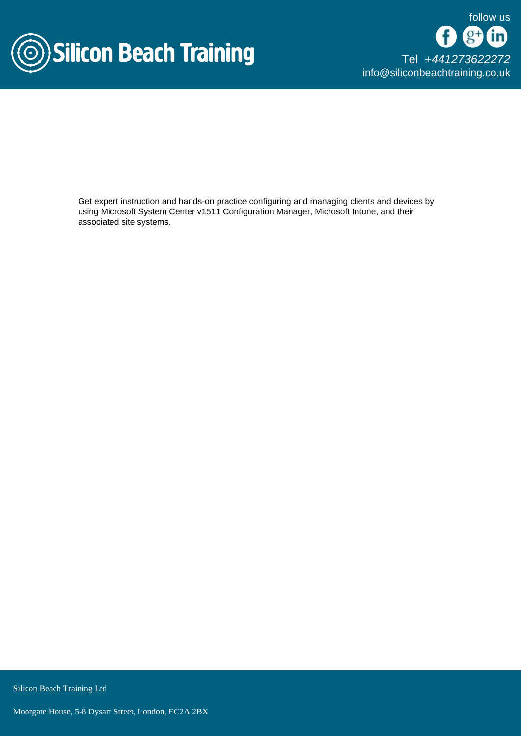Get expert instruction and hands-on practice configuring and managing clients and devices by using Microsoft System Center v1511 Configuration Manager, Microsoft Intune, and their associated site systems.